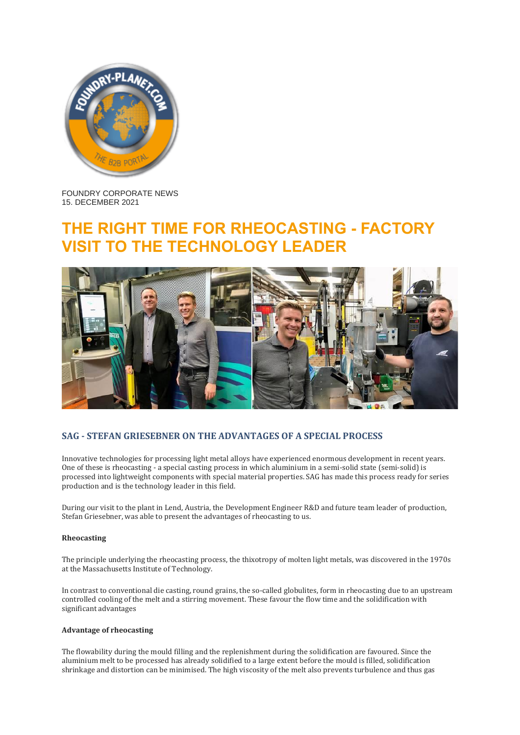FOUNDRY CORPORATE NEWS
15. DECEMBER 2021

# THE RIGHT TIME FOR RHEOCASTING - FACTORY VISIT TO THE TECHNOLOGY LEADER

## SAG - STEFAN GRIESEBNER ON THE ADVANTAGES OF A SPECIAL PROCESS

Innovative technologies for processing light metal alloys have experienced enormous development in recent years. One of these is rheocasting - a special casting process in which aluminium in a semi-solid state (semi-solid) is processed into lightweight components with special material properties. SAG has made this process ready for series production and is the technology leader in this field.

During our visit to the plant in Lend, Austria, the Development Engineer R&D and future team leader of production, Stefan Griesebner, was able to present the advantages of rheocasting to us.

**Rheocasting**

The principle underlying the rheocasting process, the thixotropy of molten light metals, was discovered in the 1970s at the Massachusetts Institute of Technology.

In contrast to conventional die casting, round grains, the so-called globulites, form in rheocasting due to an upstream controlled cooling of the melt and a stirring movement. These favour the flow time and the solidification with significant advantages

**Advantage of rheocasting**

The flowability during the mould filling and the replenishment during the solidification are favoured. Since the aluminium melt to be processed has already solidified to a large extent before the mould is filled, solidification shrinkage and distortion can be minimised. The high viscosity of the melt also prevents turbulence and thus gas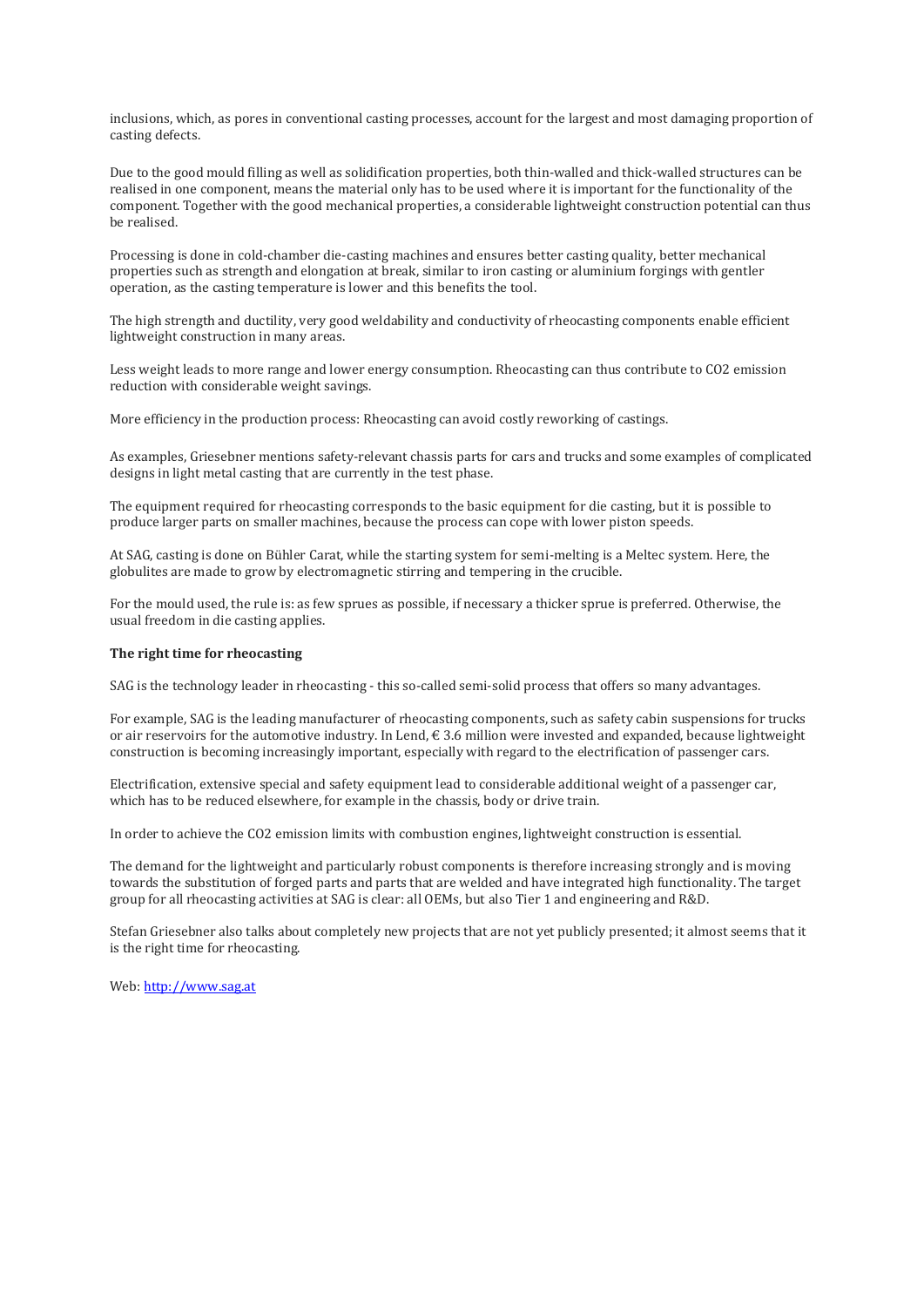inclusions, which, as pores in conventional casting processes, account for the largest and most damaging proportion of casting defects.

Due to the good mould filling as well as solidification properties, both thin-walled and thick-walled structures can be realised in one component, means the material only has to be used where it is important for the functionality of the component. Together with the good mechanical properties, a considerable lightweight construction potential can thus be realised.

Processing is done in cold-chamber die-casting machines and ensures better casting quality, better mechanical properties such as strength and elongation at break, similar to iron casting or aluminium forgings with gentler operation, as the casting temperature is lower and this benefits the tool.

The high strength and ductility, very good weldability and conductivity of rheocasting components enable efficient lightweight construction in many areas.

Less weight leads to more range and lower energy consumption. Rheocasting can thus contribute to $CO_2$ emission reduction with considerable weight savings.

More efficiency in the production process: Rheocasting can avoid costly reworking of castings.

As examples, Griesebner mentions safety-relevant chassis parts for cars and trucks and some examples of complicated designs in light metal casting that are currently in the test phase.

The equipment required for rheocasting corresponds to the basic equipment for die casting, but it is possible to produce larger parts on smaller machines, because the process can cope with lower piston speeds.

At SAG, casting is done on Bühler Carat, while the starting system for semi-melting is a Meltec system. Here, the globulites are made to grow by electromagnetic stirring and tempering in the crucible.

For the mould used, the rule is: as few sprues as possible, if necessary a thicker sprue is preferred. Otherwise, the usual freedom in die casting applies.

**The right time for rheocasting**

SAG is the technology leader in rheocasting - this so-called semi-solid process that offers so many advantages.

For example, SAG is the leading manufacturer of rheocasting components, such as safety cabin suspensions for trucks or air reservoirs for the automotive industry. In Lend, € 3.6 million were invested and expanded, because lightweight construction is becoming increasingly important, especially with regard to the electrification of passenger cars.

Electrification, extensive special and safety equipment lead to considerable additional weight of a passenger car, which has to be reduced elsewhere, for example in the chassis, body or drive train.

In order to achieve the $CO_2$ emission limits with combustion engines, lightweight construction is essential.

The demand for the lightweight and particularly robust components is therefore increasing strongly and is moving towards the substitution of forged parts and parts that are welded and have integrated high functionality. The target group for all rheocasting activities at SAG is clear: all OEMs, but also Tier 1 and engineering and R&D.

Stefan Griesebner also talks about completely new projects that are not yet publicly presented; it almost seems that it is the right time for rheocasting.

Web: [http://www.sag.at](http://www.sag.at)